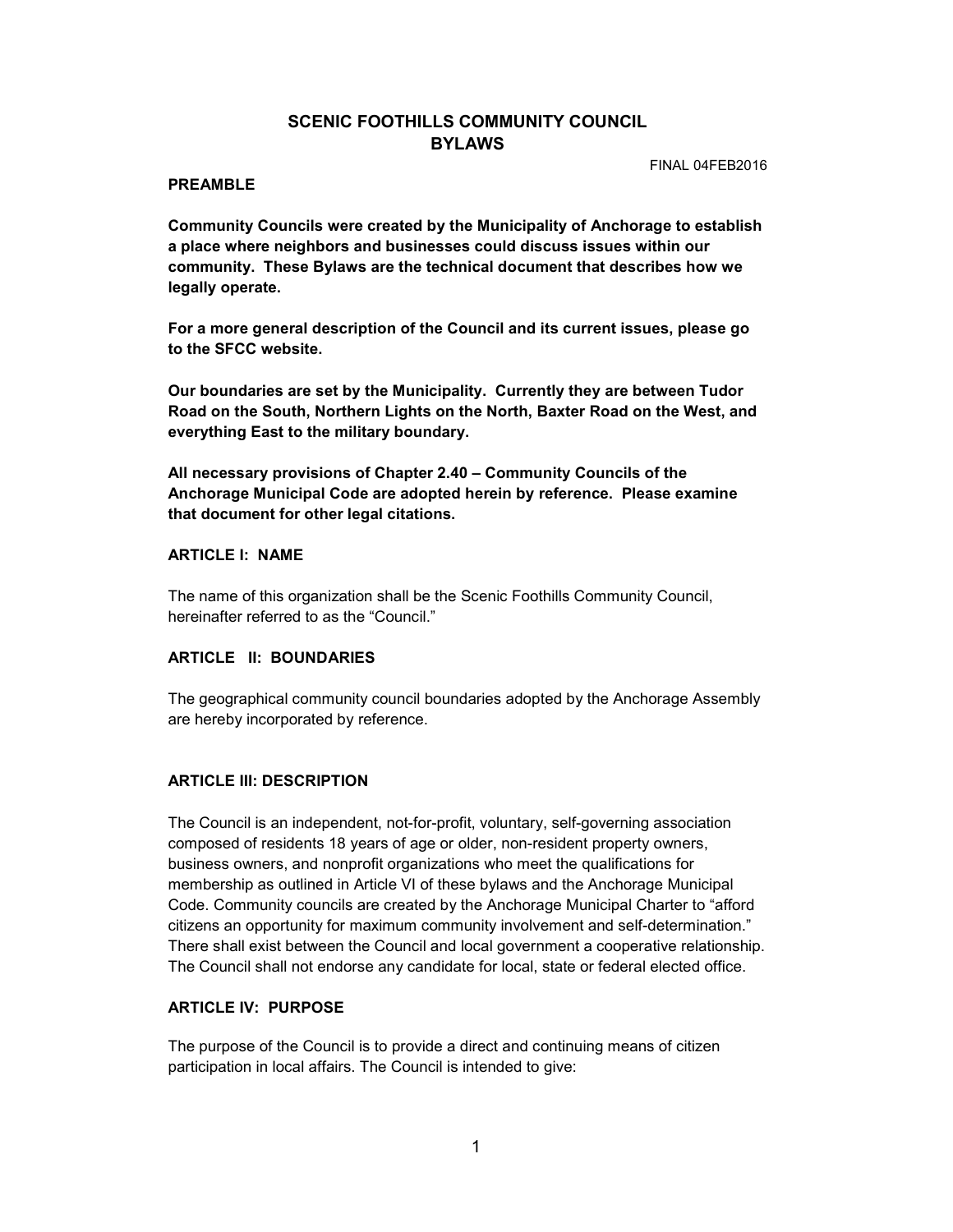# SCENIC FOOTHILLS COMMUNITY COUNCIL BYLAWS

FINAL 04FEB2016

## PREAMBLE

**Community Councils were created by the Municipality of Anchorage to establish a place where neighbors and businesses could discuss issues within our community. These Bylaws are the technical document that describes how we legally operate.**

**For a more general description of the Council and its current issues, please go to the SFCC website.**

**Our boundaries are set by the Municipality. Currently they are between Tudor Road on the South, Northern Lights on the North, Baxter Road on the West, and everything East to the military boundary.**

**All necessary provisions of Chapter 2.40 – Community Councils of the Anchorage Municipal Code are adopted herein by reference. Please examine that document for other legal citations.**

## ARTICLE I: NAME

The name of this organization shall be the Scenic Foothills Community Council, hereinafter referred to as the "Council."

## ARTICLE II: BOUNDARIES

The geographical community council boundaries adopted by the Anchorage Assembly are hereby incorporated by reference.

## ARTICLE III: DESCRIPTION

The Council is an independent, not-for-profit, voluntary, self-governing association composed of residents 18 years of age or older, non-resident property owners, business owners, and nonprofit organizations who meet the qualifications for membership as outlined in Article VI of these bylaws and the Anchorage Municipal Code. Community councils are created by the Anchorage Municipal Charter to "afford citizens an opportunity for maximum community involvement and self-determination." There shall exist between the Council and local government a cooperative relationship. The Council shall not endorse any candidate for local, state or federal elected office.

## ARTICLE IV: PURPOSE

The purpose of the Council is to provide a direct and continuing means of citizen participation in local affairs. The Council is intended to give: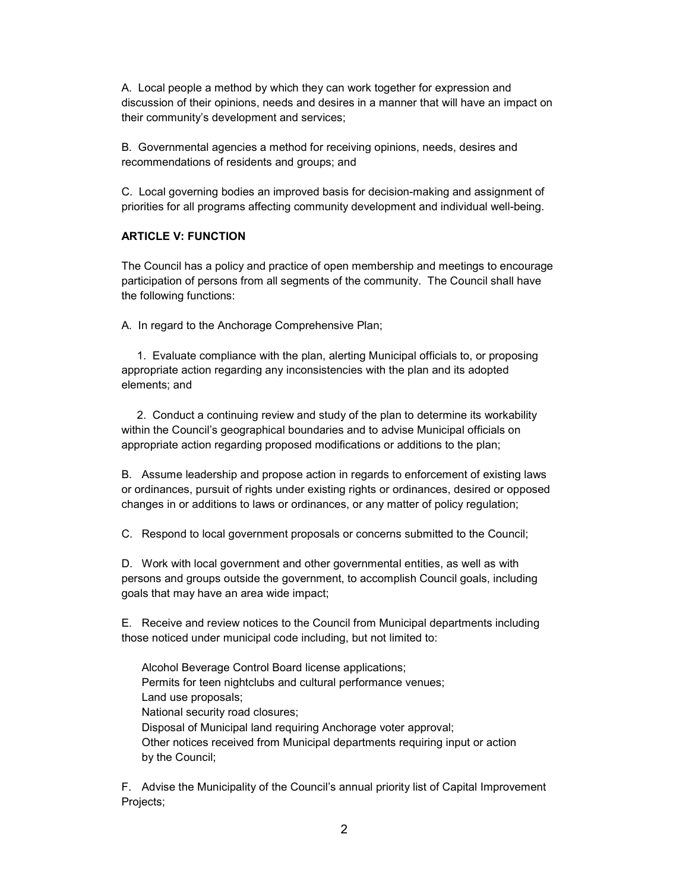A. Local people a method by which they can work together for expression and discussion of their opinions, needs and desires in a manner that will have an impact on their community's development and services;

B. Governmental agencies a method for receiving opinions, needs, desires and recommendations of residents and groups; and

C. Local governing bodies an improved basis for decision-making and assignment of priorities for all programs affecting community development and individual well-being.

**ARTICLE V: FUNCTION**

The Council has a policy and practice of open membership and meetings to encourage participation of persons from all segments of the community. The Council shall have the following functions:

A. In regard to the Anchorage Comprehensive Plan;

1. Evaluate compliance with the plan, alerting Municipal officials to, or proposing appropriate action regarding any inconsistencies with the plan and its adopted elements; and

2. Conduct a continuing review and study of the plan to determine its workability within the Council's geographical boundaries and to advise Municipal officials on appropriate action regarding proposed modifications or additions to the plan;

B. Assume leadership and propose action in regards to enforcement of existing laws or ordinances, pursuit of rights under existing rights or ordinances, desired or opposed changes in or additions to laws or ordinances, or any matter of policy regulation;

C. Respond to local government proposals or concerns submitted to the Council;

D. Work with local government and other governmental entities, as well as with persons and groups outside the government, to accomplish Council goals, including goals that may have an area wide impact;

E. Receive and review notices to the Council from Municipal departments including those noticed under municipal code including, but not limited to:

Alcohol Beverage Control Board license applications;
Permits for teen nightclubs and cultural performance venues;
Land use proposals;
National security road closures;
Disposal of Municipal land requiring Anchorage voter approval;
Other notices received from Municipal departments requiring input or action by the Council;

F. Advise the Municipality of the Council's annual priority list of Capital Improvement Projects;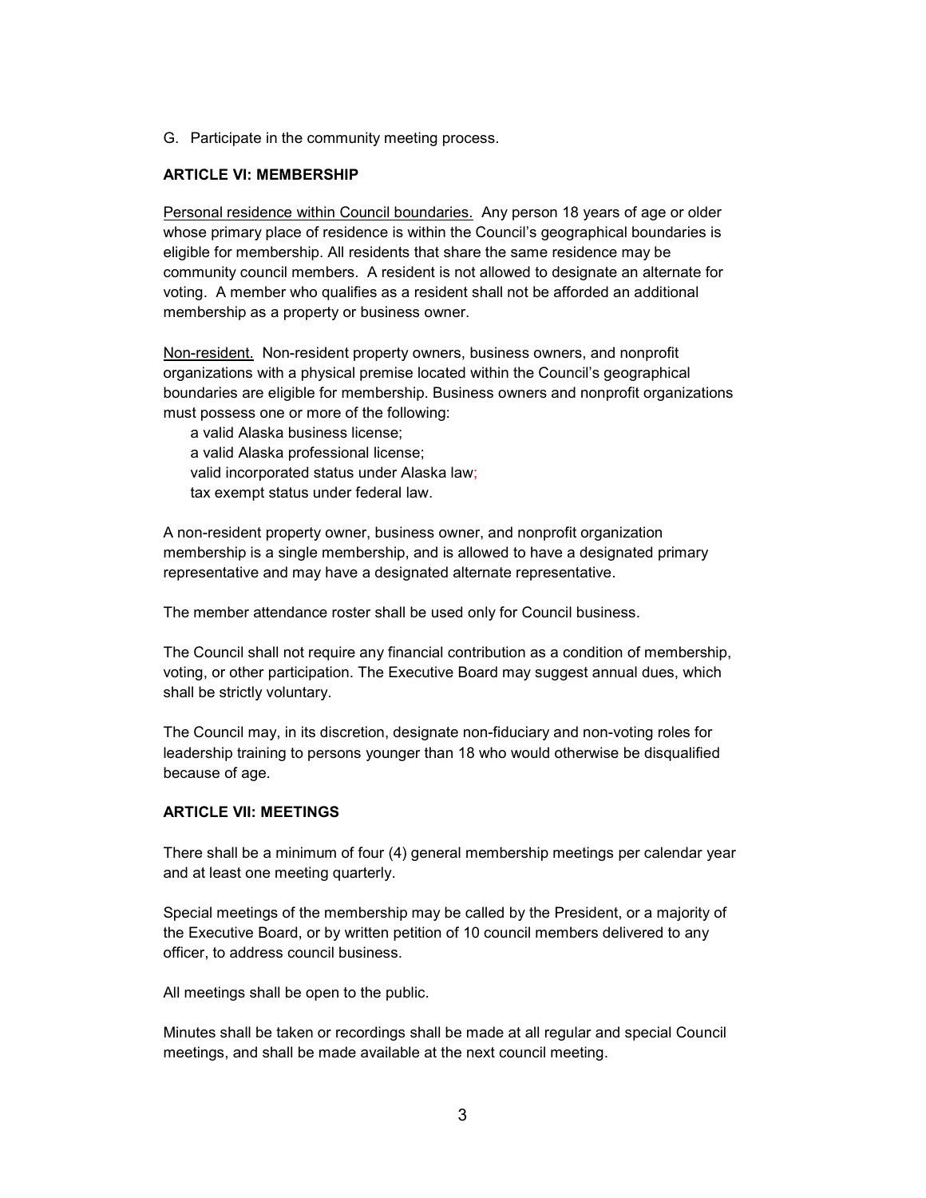G. Participate in the community meeting process.

**ARTICLE VI: MEMBERSHIP**

Personal residence within Council boundaries. Any person 18 years of age or older whose primary place of residence is within the Council's geographical boundaries is eligible for membership. All residents that share the same residence may be community council members. A resident is not allowed to designate an alternate for voting. A member who qualifies as a resident shall not be afforded an additional membership as a property or business owner.

Non-resident. Non-resident property owners, business owners, and nonprofit organizations with a physical premise located within the Council's geographical boundaries are eligible for membership. Business owners and nonprofit organizations must possess one or more of the following:

- a valid Alaska business license;
- a valid Alaska professional license;
- valid incorporated status under Alaska law;
- tax exempt status under federal law.

A non-resident property owner, business owner, and nonprofit organization membership is a single membership, and is allowed to have a designated primary representative and may have a designated alternate representative.

The member attendance roster shall be used only for Council business.

The Council shall not require any financial contribution as a condition of membership, voting, or other participation. The Executive Board may suggest annual dues, which shall be strictly voluntary.

The Council may, in its discretion, designate non-fiduciary and non-voting roles for leadership training to persons younger than 18 who would otherwise be disqualified because of age.

**ARTICLE VII: MEETINGS**

There shall be a minimum of four (4) general membership meetings per calendar year and at least one meeting quarterly.

Special meetings of the membership may be called by the President, or a majority of the Executive Board, or by written petition of 10 council members delivered to any officer, to address council business.

All meetings shall be open to the public.

Minutes shall be taken or recordings shall be made at all regular and special Council meetings, and shall be made available at the next council meeting.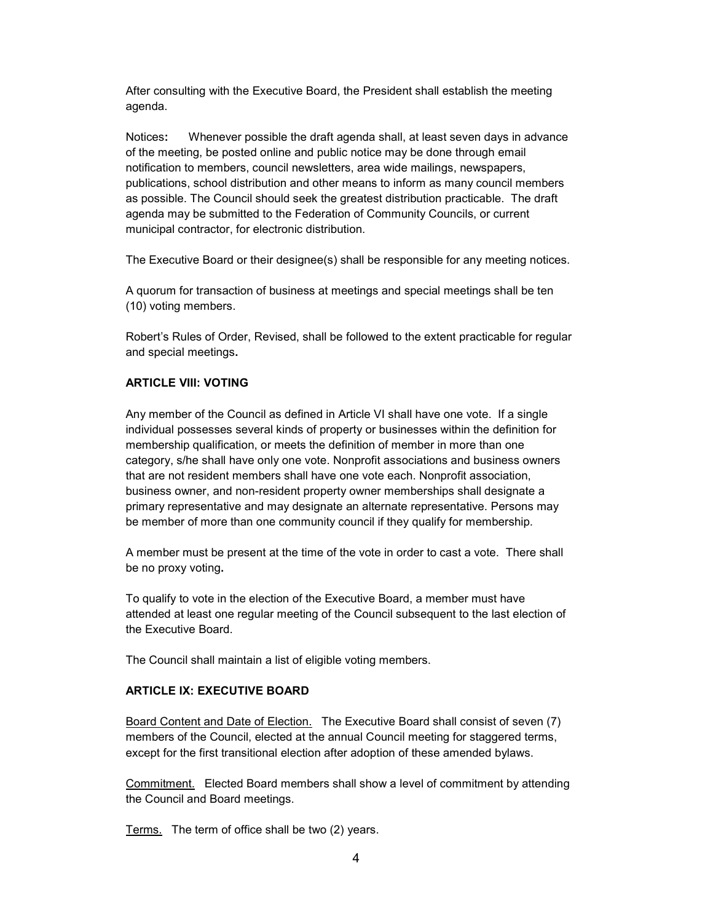After consulting with the Executive Board, the President shall establish the meeting agenda.

Notices**:** Whenever possible the draft agenda shall, at least seven days in advance of the meeting, be posted online and public notice may be done through email notification to members, council newsletters, area wide mailings, newspapers, publications, school distribution and other means to inform as many council members as possible. The Council should seek the greatest distribution practicable. The draft agenda may be submitted to the Federation of Community Councils, or current municipal contractor, for electronic distribution.

The Executive Board or their designee(s) shall be responsible for any meeting notices.

A quorum for transaction of business at meetings and special meetings shall be ten (10) voting members.

Robert's Rules of Order, Revised, shall be followed to the extent practicable for regular and special meetings**.**

### ARTICLE VIII: VOTING

Any member of the Council as defined in Article VI shall have one vote. If a single individual possesses several kinds of property or businesses within the definition for membership qualification, or meets the definition of member in more than one category, s/he shall have only one vote. Nonprofit associations and business owners that are not resident members shall have one vote each. Nonprofit association, business owner, and non-resident property owner memberships shall designate a primary representative and may designate an alternate representative. Persons may be member of more than one community council if they qualify for membership.

A member must be present at the time of the vote in order to cast a vote. There shall be no proxy voting**.**

To qualify to vote in the election of the Executive Board, a member must have attended at least one regular meeting of the Council subsequent to the last election of the Executive Board.

The Council shall maintain a list of eligible voting members.

### ARTICLE IX: EXECUTIVE BOARD

<u>Board Content and Date of Election.</u> The Executive Board shall consist of seven (7) members of the Council, elected at the annual Council meeting for staggered terms, except for the first transitional election after adoption of these amended bylaws.

<u>Commitment.</u> Elected Board members shall show a level of commitment by attending the Council and Board meetings.

<u>Terms.</u> The term of office shall be two (2) years.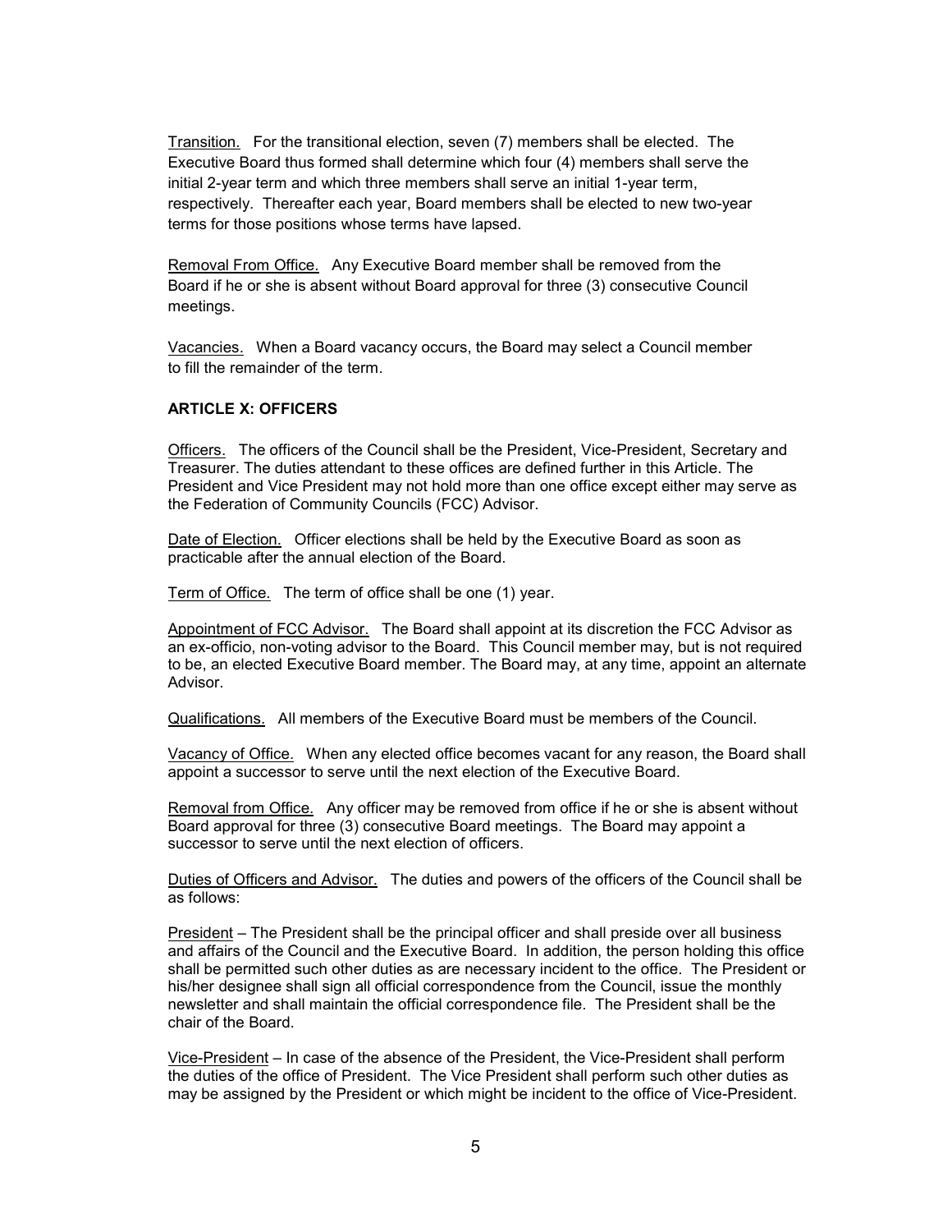<u>Transition.</u> For the transitional election, seven (7) members shall be elected. The Executive Board thus formed shall determine which four (4) members shall serve the initial 2-year term and which three members shall serve an initial 1-year term, respectively. Thereafter each year, Board members shall be elected to new two-year terms for those positions whose terms have lapsed.

<u>Removal From Office.</u> Any Executive Board member shall be removed from the Board if he or she is absent without Board approval for three (3) consecutive Council meetings.

<u>Vacancies.</u> When a Board vacancy occurs, the Board may select a Council member to fill the remainder of the term.

### ARTICLE X: OFFICERS

<u>Officers.</u> The officers of the Council shall be the President, Vice-President, Secretary and Treasurer. The duties attendant to these offices are defined further in this Article. The President and Vice President may not hold more than one office except either may serve as the Federation of Community Councils (FCC) Advisor.

<u>Date of Election.</u> Officer elections shall be held by the Executive Board as soon as practicable after the annual election of the Board.

<u>Term of Office.</u> The term of office shall be one (1) year.

<u>Appointment of FCC Advisor.</u> The Board shall appoint at its discretion the FCC Advisor as an ex-officio, non-voting advisor to the Board. This Council member may, but is not required to be, an elected Executive Board member. The Board may, at any time, appoint an alternate Advisor.

<u>Qualifications.</u> All members of the Executive Board must be members of the Council.

<u>Vacancy of Office.</u> When any elected office becomes vacant for any reason, the Board shall appoint a successor to serve until the next election of the Executive Board.

<u>Removal from Office.</u> Any officer may be removed from office if he or she is absent without Board approval for three (3) consecutive Board meetings. The Board may appoint a successor to serve until the next election of officers.

<u>Duties of Officers and Advisor.</u> The duties and powers of the officers of the Council shall be as follows:

<u>President</u> – The President shall be the principal officer and shall preside over all business and affairs of the Council and the Executive Board. In addition, the person holding this office shall be permitted such other duties as are necessary incident to the office. The President or his/her designee shall sign all official correspondence from the Council, issue the monthly newsletter and shall maintain the official correspondence file. The President shall be the chair of the Board.

<u>Vice-President</u> – In case of the absence of the President, the Vice-President shall perform the duties of the office of President. The Vice President shall perform such other duties as may be assigned by the President or which might be incident to the office of Vice-President.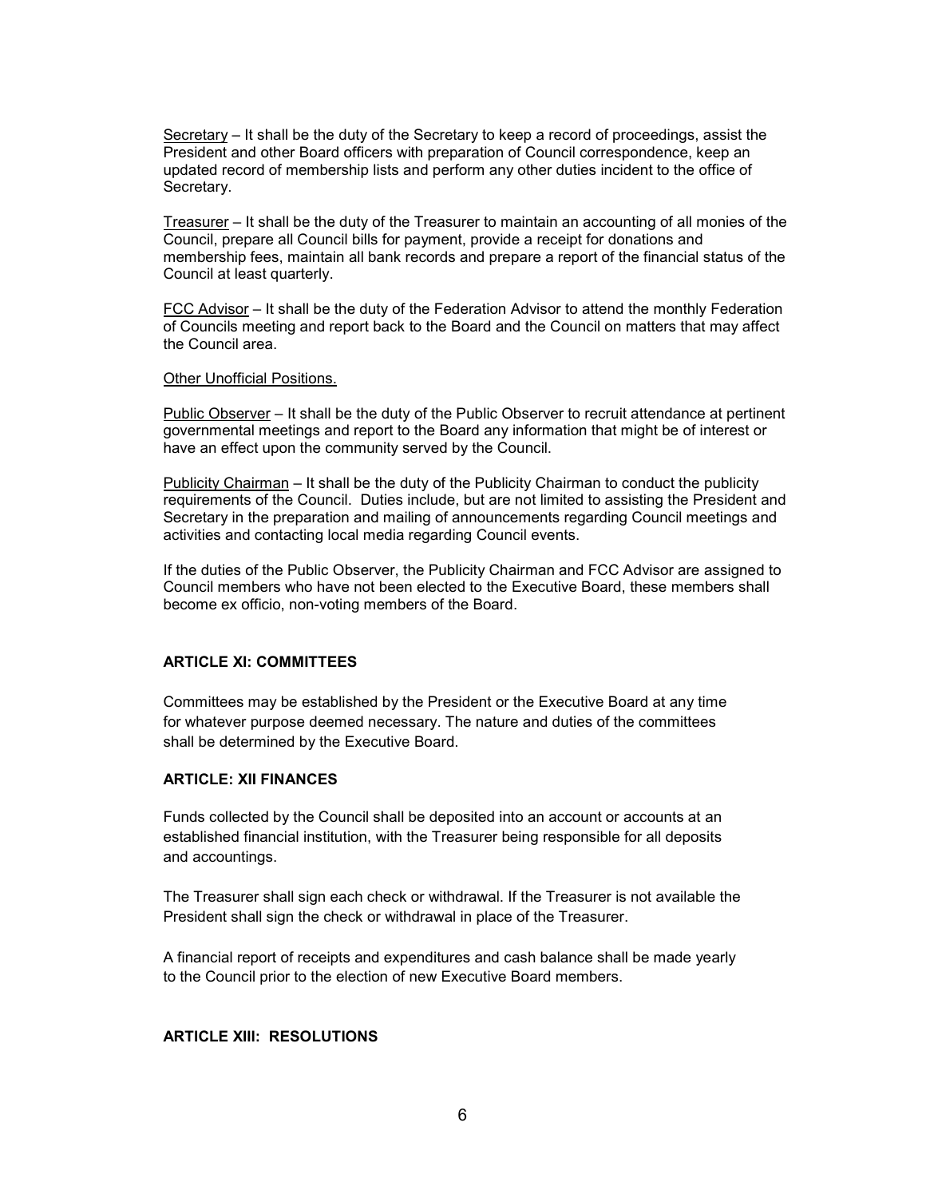Secretary – It shall be the duty of the Secretary to keep a record of proceedings, assist the President and other Board officers with preparation of Council correspondence, keep an updated record of membership lists and perform any other duties incident to the office of Secretary.

Treasurer – It shall be the duty of the Treasurer to maintain an accounting of all monies of the Council, prepare all Council bills for payment, provide a receipt for donations and membership fees, maintain all bank records and prepare a report of the financial status of the Council at least quarterly.

FCC Advisor – It shall be the duty of the Federation Advisor to attend the monthly Federation of Councils meeting and report back to the Board and the Council on matters that may affect the Council area.

Other Unofficial Positions.

Public Observer – It shall be the duty of the Public Observer to recruit attendance at pertinent governmental meetings and report to the Board any information that might be of interest or have an effect upon the community served by the Council.

Publicity Chairman – It shall be the duty of the Publicity Chairman to conduct the publicity requirements of the Council. Duties include, but are not limited to assisting the President and Secretary in the preparation and mailing of announcements regarding Council meetings and activities and contacting local media regarding Council events.

If the duties of the Public Observer, the Publicity Chairman and FCC Advisor are assigned to Council members who have not been elected to the Executive Board, these members shall become ex officio, non-voting members of the Board.

**ARTICLE XI: COMMITTEES**

Committees may be established by the President or the Executive Board at any time for whatever purpose deemed necessary. The nature and duties of the committees shall be determined by the Executive Board.

**ARTICLE: XII FINANCES**

Funds collected by the Council shall be deposited into an account or accounts at an established financial institution, with the Treasurer being responsible for all deposits and accountings.

The Treasurer shall sign each check or withdrawal. If the Treasurer is not available the President shall sign the check or withdrawal in place of the Treasurer.

A financial report of receipts and expenditures and cash balance shall be made yearly to the Council prior to the election of new Executive Board members.

**ARTICLE XIII: RESOLUTIONS**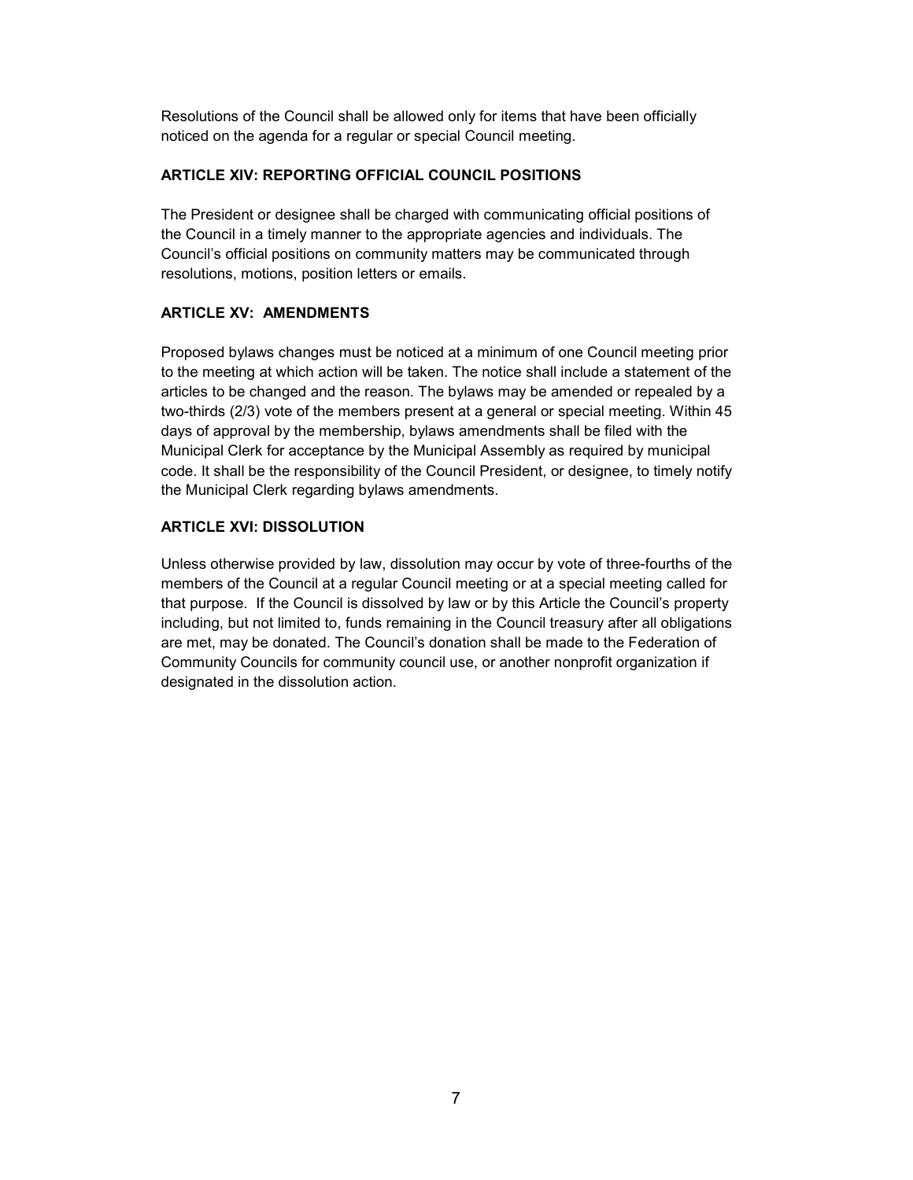Resolutions of the Council shall be allowed only for items that have been officially noticed on the agenda for a regular or special Council meeting.

## ARTICLE XIV: REPORTING OFFICIAL COUNCIL POSITIONS

The President or designee shall be charged with communicating official positions of the Council in a timely manner to the appropriate agencies and individuals. The Council's official positions on community matters may be communicated through resolutions, motions, position letters or emails.

## ARTICLE XV: AMENDMENTS

Proposed bylaws changes must be noticed at a minimum of one Council meeting prior to the meeting at which action will be taken. The notice shall include a statement of the articles to be changed and the reason. The bylaws may be amended or repealed by a two-thirds (2/3) vote of the members present at a general or special meeting. Within 45 days of approval by the membership, bylaws amendments shall be filed with the Municipal Clerk for acceptance by the Municipal Assembly as required by municipal code. It shall be the responsibility of the Council President, or designee, to timely notify the Municipal Clerk regarding bylaws amendments.

## ARTICLE XVI: DISSOLUTION

Unless otherwise provided by law, dissolution may occur by vote of three-fourths of the members of the Council at a regular Council meeting or at a special meeting called for that purpose. If the Council is dissolved by law or by this Article the Council's property including, but not limited to, funds remaining in the Council treasury after all obligations are met, may be donated. The Council's donation shall be made to the Federation of Community Councils for community council use, or another nonprofit organization if designated in the dissolution action.